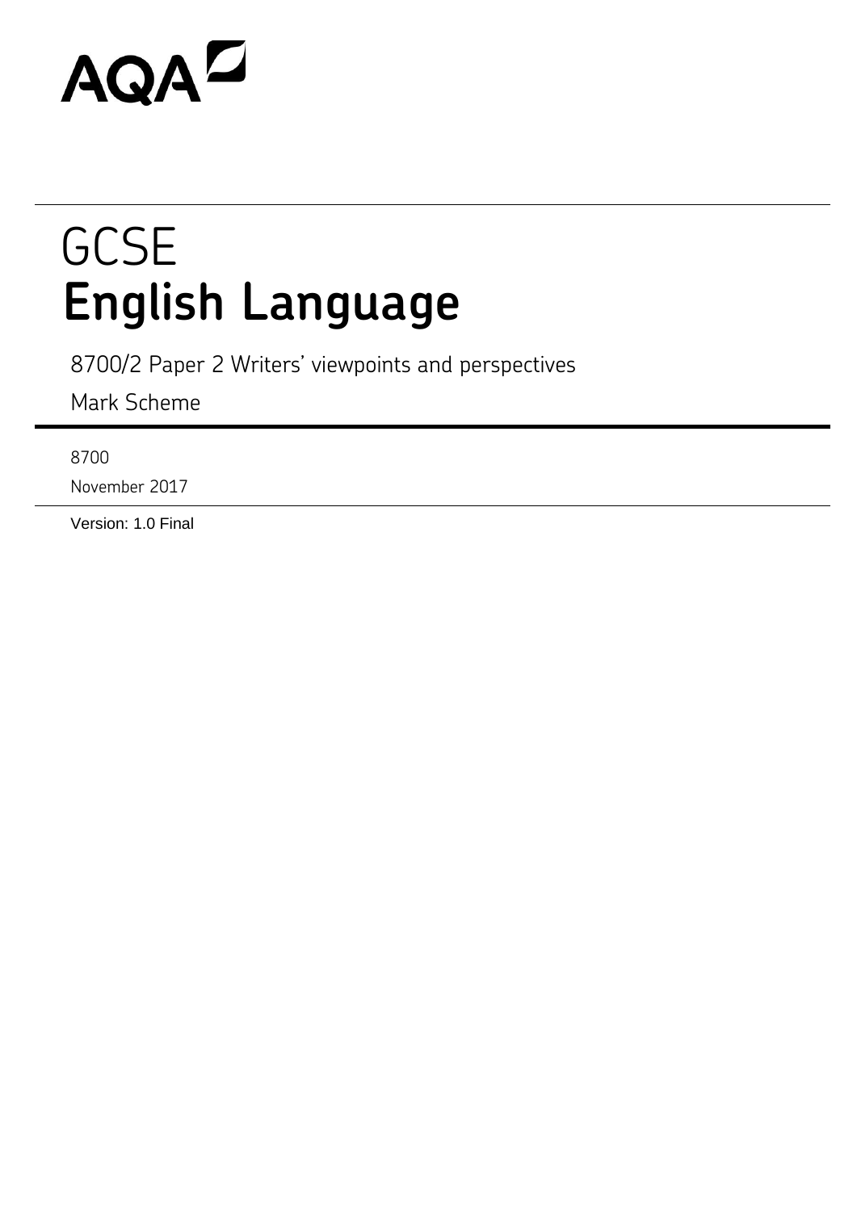AQA

# GCSE
# English Language

8700/2 Paper 2 Writers' viewpoints and perspectives

Mark Scheme

8700

November 2017

Version: 1.0 Final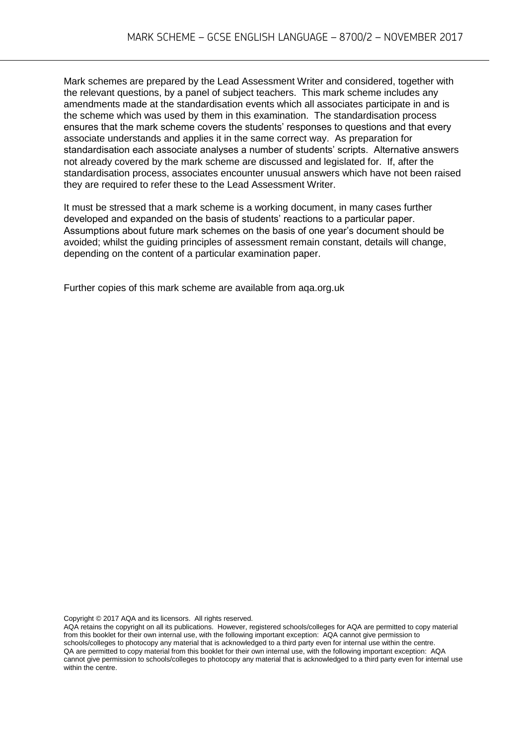Mark schemes are prepared by the Lead Assessment Writer and considered, together with the relevant questions, by a panel of subject teachers. This mark scheme includes any amendments made at the standardisation events which all associates participate in and is the scheme which was used by them in this examination. The standardisation process ensures that the mark scheme covers the students' responses to questions and that every associate understands and applies it in the same correct way. As preparation for standardisation each associate analyses a number of students' scripts. Alternative answers not already covered by the mark scheme are discussed and legislated for. If, after the standardisation process, associates encounter unusual answers which have not been raised they are required to refer these to the Lead Assessment Writer.

It must be stressed that a mark scheme is a working document, in many cases further developed and expanded on the basis of students' reactions to a particular paper. Assumptions about future mark schemes on the basis of one year's document should be avoided; whilst the guiding principles of assessment remain constant, details will change, depending on the content of a particular examination paper.

Further copies of this mark scheme are available from aqa.org.uk

Copyright © 2017 AQA and its licensors. All rights reserved.
AQA retains the copyright on all its publications. However, registered schools/colleges for AQA are permitted to copy material from this booklet for their own internal use, with the following important exception: AQA cannot give permission to schools/colleges to photocopy any material that is acknowledged to a third party even for internal use within the centre.
QA are permitted to copy material from this booklet for their own internal use, with the following important exception: AQA cannot give permission to schools/colleges to photocopy any material that is acknowledged to a third party even for internal use within the centre.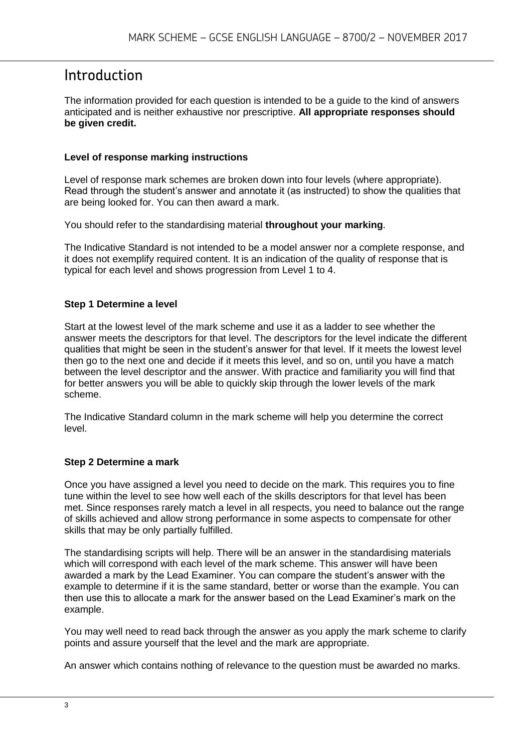# Introduction

The information provided for each question is intended to be a guide to the kind of answers anticipated and is neither exhaustive nor prescriptive. **All appropriate responses should be given credit.**

### Level of response marking instructions

Level of response mark schemes are broken down into four levels (where appropriate). Read through the student's answer and annotate it (as instructed) to show the qualities that are being looked for. You can then award a mark.

You should refer to the standardising material **throughout your marking**.

The Indicative Standard is not intended to be a model answer nor a complete response, and it does not exemplify required content. It is an indication of the quality of response that is typical for each level and shows progression from Level 1 to 4.

### Step 1 Determine a level

Start at the lowest level of the mark scheme and use it as a ladder to see whether the answer meets the descriptors for that level. The descriptors for the level indicate the different qualities that might be seen in the student's answer for that level. If it meets the lowest level then go to the next one and decide if it meets this level, and so on, until you have a match between the level descriptor and the answer. With practice and familiarity you will find that for better answers you will be able to quickly skip through the lower levels of the mark scheme.

The Indicative Standard column in the mark scheme will help you determine the correct level.

### Step 2 Determine a mark

Once you have assigned a level you need to decide on the mark. This requires you to fine tune within the level to see how well each of the skills descriptors for that level has been met. Since responses rarely match a level in all respects, you need to balance out the range of skills achieved and allow strong performance in some aspects to compensate for other skills that may be only partially fulfilled.

The standardising scripts will help. There will be an answer in the standardising materials which will correspond with each level of the mark scheme. This answer will have been awarded a mark by the Lead Examiner. You can compare the student's answer with the example to determine if it is the same standard, better or worse than the example. You can then use this to allocate a mark for the answer based on the Lead Examiner's mark on the example.

You may well need to read back through the answer as you apply the mark scheme to clarify points and assure yourself that the level and the mark are appropriate.

An answer which contains nothing of relevance to the question must be awarded no marks.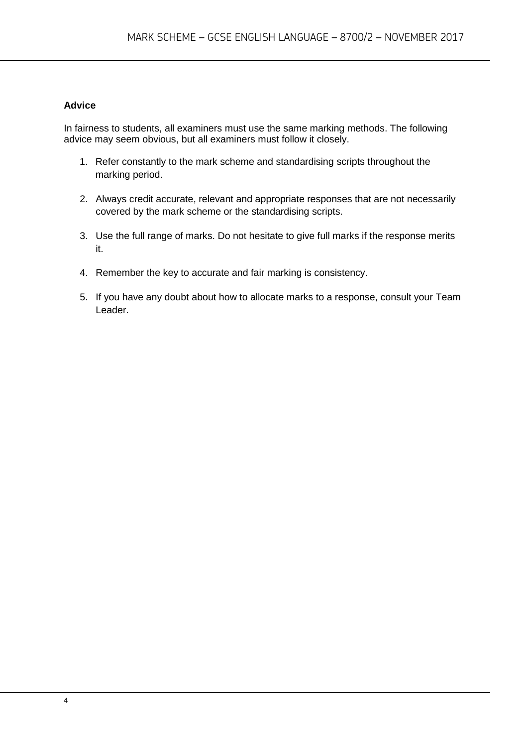**Advice**

In fairness to students, all examiners must use the same marking methods. The following advice may seem obvious, but all examiners must follow it closely.

1. Refer constantly to the mark scheme and standardising scripts throughout the marking period.

2. Always credit accurate, relevant and appropriate responses that are not necessarily covered by the mark scheme or the standardising scripts.

3. Use the full range of marks. Do not hesitate to give full marks if the response merits it.

4. Remember the key to accurate and fair marking is consistency.

5. If you have any doubt about how to allocate marks to a response, consult your Team Leader.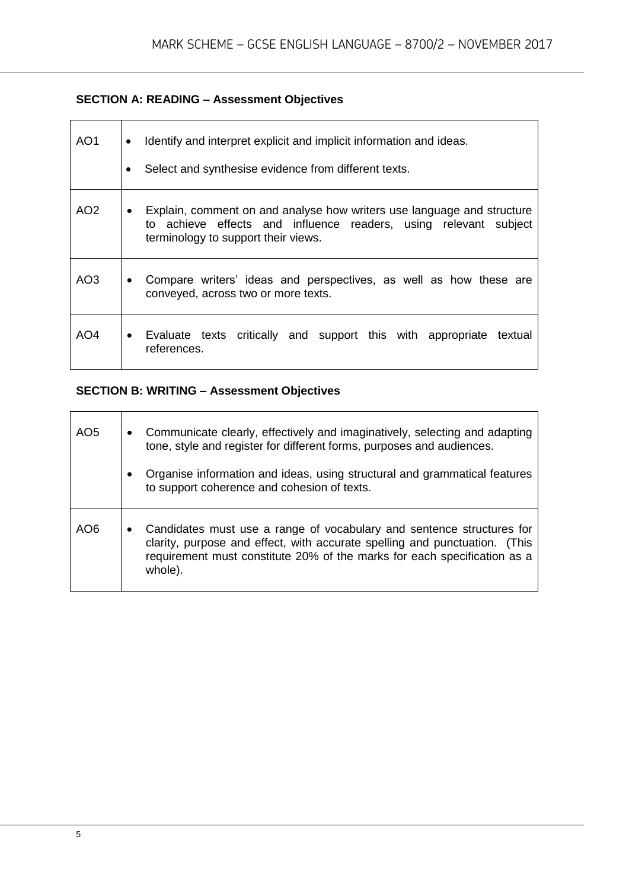**SECTION A: READING – Assessment Objectives**

| | |
|---|---|
| AO1 | • Identify and interpret explicit and implicit information and ideas.<br>• Select and synthesise evidence from different texts. |
| AO2 | • Explain, comment on and analyse how writers use language and structure to achieve effects and influence readers, using relevant subject terminology to support their views. |
| AO3 | • Compare writers' ideas and perspectives, as well as how these are conveyed, across two or more texts. |
| AO4 | • Evaluate texts critically and support this with appropriate textual references. |

**SECTION B: WRITING – Assessment Objectives**

| | |
|---|---|
| AO5 | • Communicate clearly, effectively and imaginatively, selecting and adapting tone, style and register for different forms, purposes and audiences.<br>• Organise information and ideas, using structural and grammatical features to support coherence and cohesion of texts. |
| AO6 | • Candidates must use a range of vocabulary and sentence structures for clarity, purpose and effect, with accurate spelling and punctuation. (This requirement must constitute 20% of the marks for each specification as a whole). |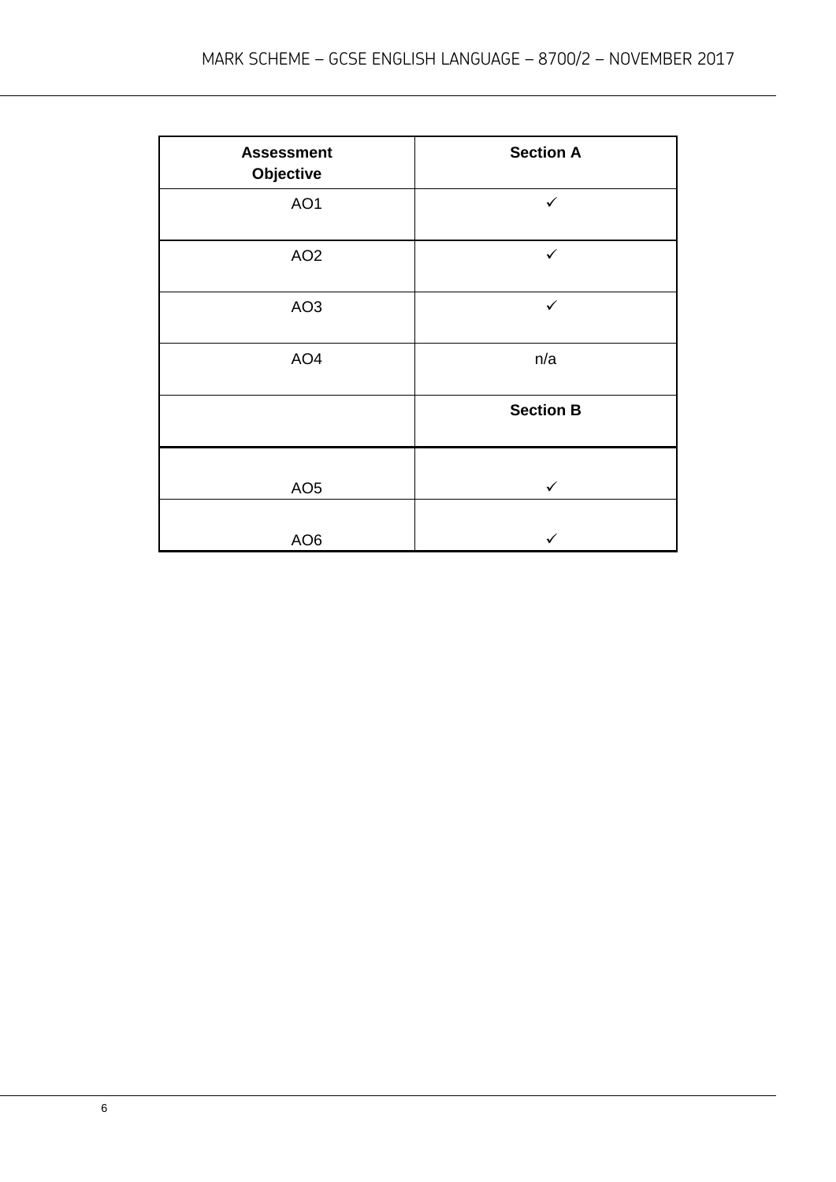| Assessment Objective | Section A |
| --- | --- |
| AO1 | ✓ |
| AO2 | ✓ |
| AO3 | ✓ |
| AO4 | n/a |
| | **Section B** |
| AO5 | ✓ |
| AO6 | ✓ |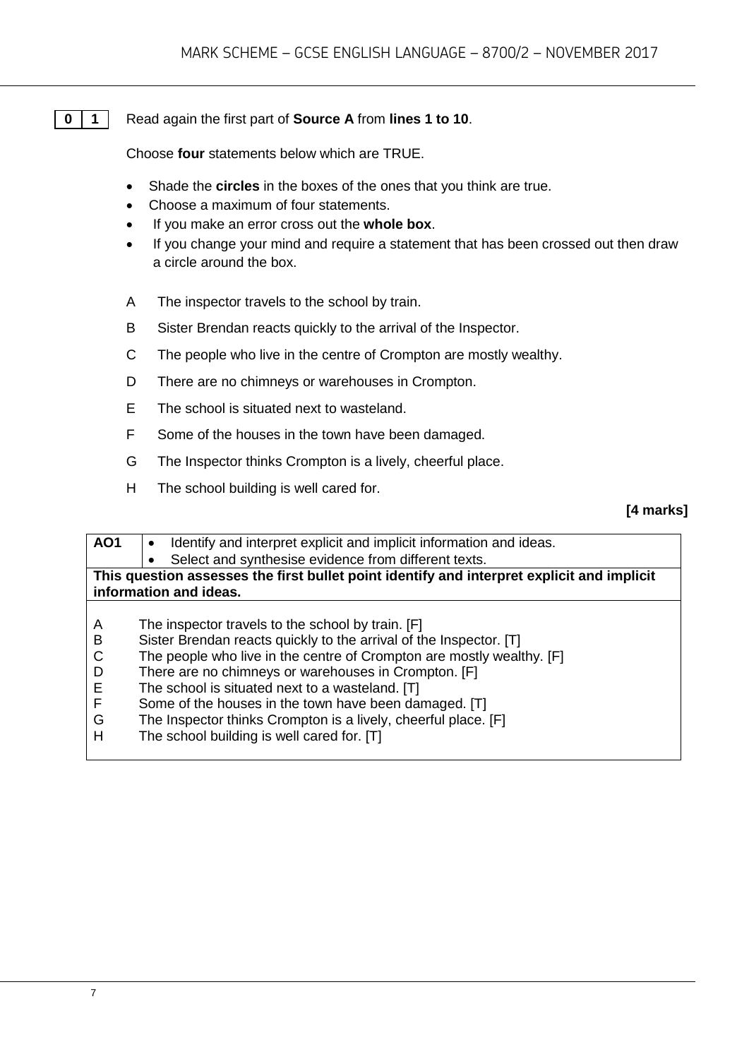**0 1** Read again the first part of **Source A** from **lines 1 to 10**.

Choose **four** statements below which are TRUE.

- Shade the **circles** in the boxes of the ones that you think are true.
- Choose a maximum of four statements.
- If you make an error cross out the **whole box**.
- If you change your mind and require a statement that has been crossed out then draw a circle around the box.

A The inspector travels to the school by train.

B Sister Brendan reacts quickly to the arrival of the Inspector.

C The people who live in the centre of Crompton are mostly wealthy.

D There are no chimneys or warehouses in Crompton.

E The school is situated next to wasteland.

F Some of the houses in the town have been damaged.

G The Inspector thinks Crompton is a lively, cheerful place.

H The school building is well cared for.

**[4 marks]**

| **AO1** | • Identify and interpret explicit and implicit information and ideas.<br>• Select and synthesise evidence from different texts. |
|---|---|
| **This question assesses the first bullet point identify and interpret explicit and implicit information and ideas.** | |
| A The inspector travels to the school by train. [F]<br>B Sister Brendan reacts quickly to the arrival of the Inspector. [T]<br>C The people who live in the centre of Crompton are mostly wealthy. [F]<br>D There are no chimneys or warehouses in Crompton. [F]<br>E The school is situated next to a wasteland. [T]<br>F Some of the houses in the town have been damaged. [T]<br>G The Inspector thinks Crompton is a lively, cheerful place. [F]<br>H The school building is well cared for. [T] | |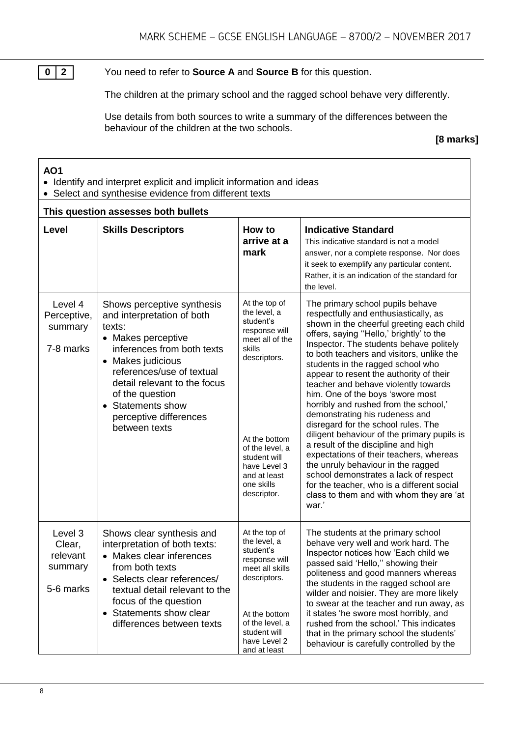**0 2** You need to refer to **Source A** and **Source B** for this question.

The children at the primary school and the ragged school behave very differently.

Use details from both sources to write a summary of the differences between the behaviour of the children at the two schools.

**[8 marks]**

| **AO1**<br>• Identify and interpret explicit and implicit information and ideas<br>• Select and synthesise evidence from different texts | | | |
|---|---|---|---|
| **This question assesses both bullets** | | | |
| **Level** | **Skills Descriptors** | **How to arrive at a mark** | **Indicative Standard**<br>This indicative standard is not a model answer, nor a complete response. Nor does it seek to exemplify any particular content. Rather, it is an indication of the standard for the level. |
| Level 4 Perceptive, summary<br><br>7-8 marks | Shows perceptive synthesis and interpretation of both texts:<br>• Makes perceptive inferences from both texts<br>• Makes judicious references/use of textual detail relevant to the focus of the question<br>• Statements show perceptive differences between texts | At the top of the level, a student's response will meet all of the skills descriptors.<br><br>At the bottom of the level, a student will have Level 3 and at least one skills descriptor. | The primary school pupils behave respectfully and enthusiastically, as shown in the cheerful greeting each child offers, saying ''Hello,' brightly' to the Inspector. The students behave politely to both teachers and visitors, unlike the students in the ragged school who appear to resent the authority of their teacher and behave violently towards him. One of the boys 'swore most horribly and rushed from the school,' demonstrating his rudeness and disregard for the school rules. The diligent behaviour of the primary pupils is a result of the discipline and high expectations of their teachers, whereas the unruly behaviour in the ragged school demonstrates a lack of respect for the teacher, who is a different social class to them and with whom they are 'at war.' |
| Level 3 Clear, relevant summary<br><br>5-6 marks | Shows clear synthesis and interpretation of both texts:<br>• Makes clear inferences from both texts<br>• Selects clear references/ textual detail relevant to the focus of the question<br>• Statements show clear differences between texts | At the top of the level, a student's response will meet all skills descriptors.<br><br>At the bottom of the level, a student will have Level 2 and at least | The students at the primary school behave very well and work hard. The Inspector notices how 'Each child we passed said 'Hello,'' showing their politeness and good manners whereas the students in the ragged school are wilder and noisier. They are more likely to swear at the teacher and run away, as it states 'he swore most horribly, and rushed from the school.' This indicates that in the primary school the students' behaviour is carefully controlled by the |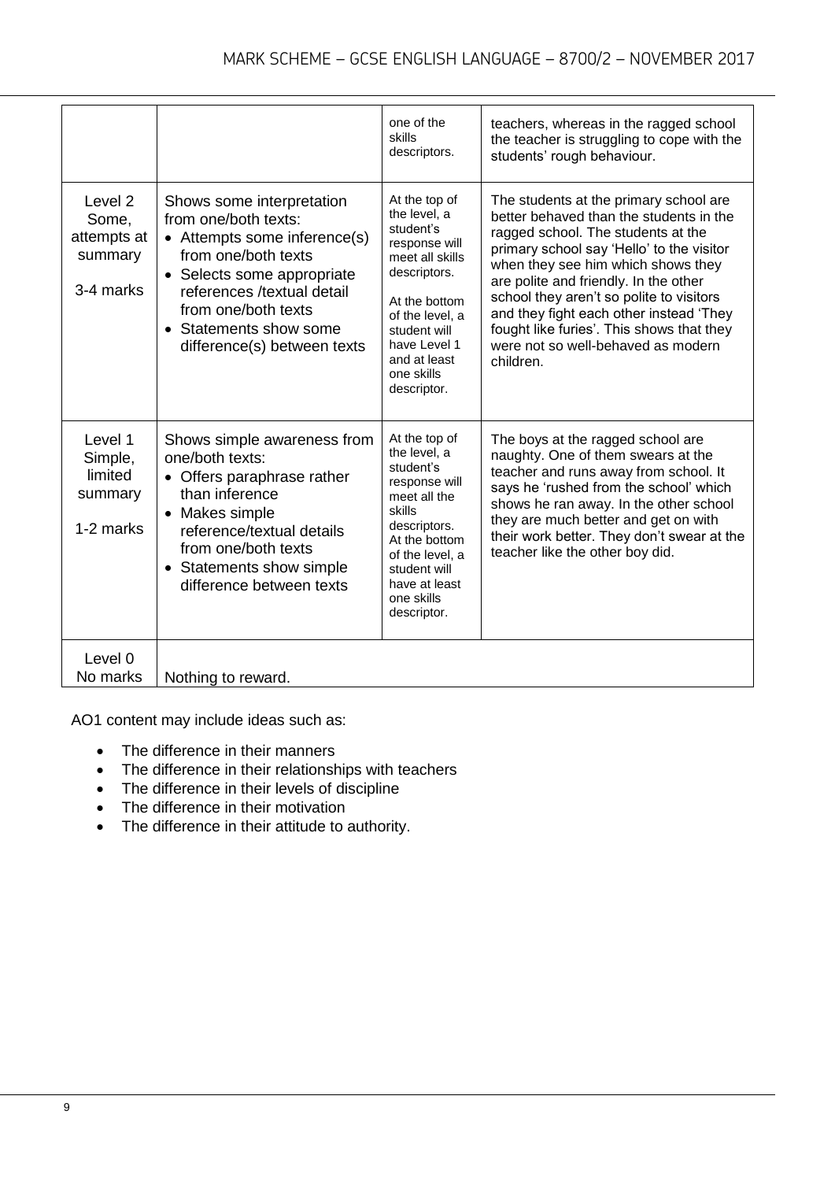| | | one of the skills descriptors. | teachers, whereas in the ragged school the teacher is struggling to cope with the students' rough behaviour. |
|---|---|---|---|
| Level 2 Some, attempts at summary<br><br>3-4 marks | Shows some interpretation from one/both texts:<br>• Attempts some inference(s) from one/both texts<br>• Selects some appropriate references /textual detail from one/both texts<br>• Statements show some difference(s) between texts | At the top of the level, a student's response will meet all skills descriptors.<br><br>At the bottom of the level, a student will have Level 1 and at least one skills descriptor. | The students at the primary school are better behaved than the students in the ragged school. The students at the primary school say 'Hello' to the visitor when they see him which shows they are polite and friendly. In the other school they aren't so polite to visitors and they fight each other instead 'They fought like furies'. This shows that they were not so well-behaved as modern children. |
| Level 1 Simple, limited summary<br><br>1-2 marks | Shows simple awareness from one/both texts:<br>• Offers paraphrase rather than inference<br>• Makes simple reference/textual details from one/both texts<br>• Statements show simple difference between texts | At the top of the level, a student's response will meet all the skills descriptors. At the bottom of the level, a student will have at least one skills descriptor. | The boys at the ragged school are naughty. One of them swears at the teacher and runs away from school. It says he 'rushed from the school' which shows he ran away. In the other school they are much better and get on with their work better. They don't swear at the teacher like the other boy did. |
| Level 0 No marks | Nothing to reward. | | |

AO1 content may include ideas such as:

- The difference in their manners
- The difference in their relationships with teachers
- The difference in their levels of discipline
- The difference in their motivation
- The difference in their attitude to authority.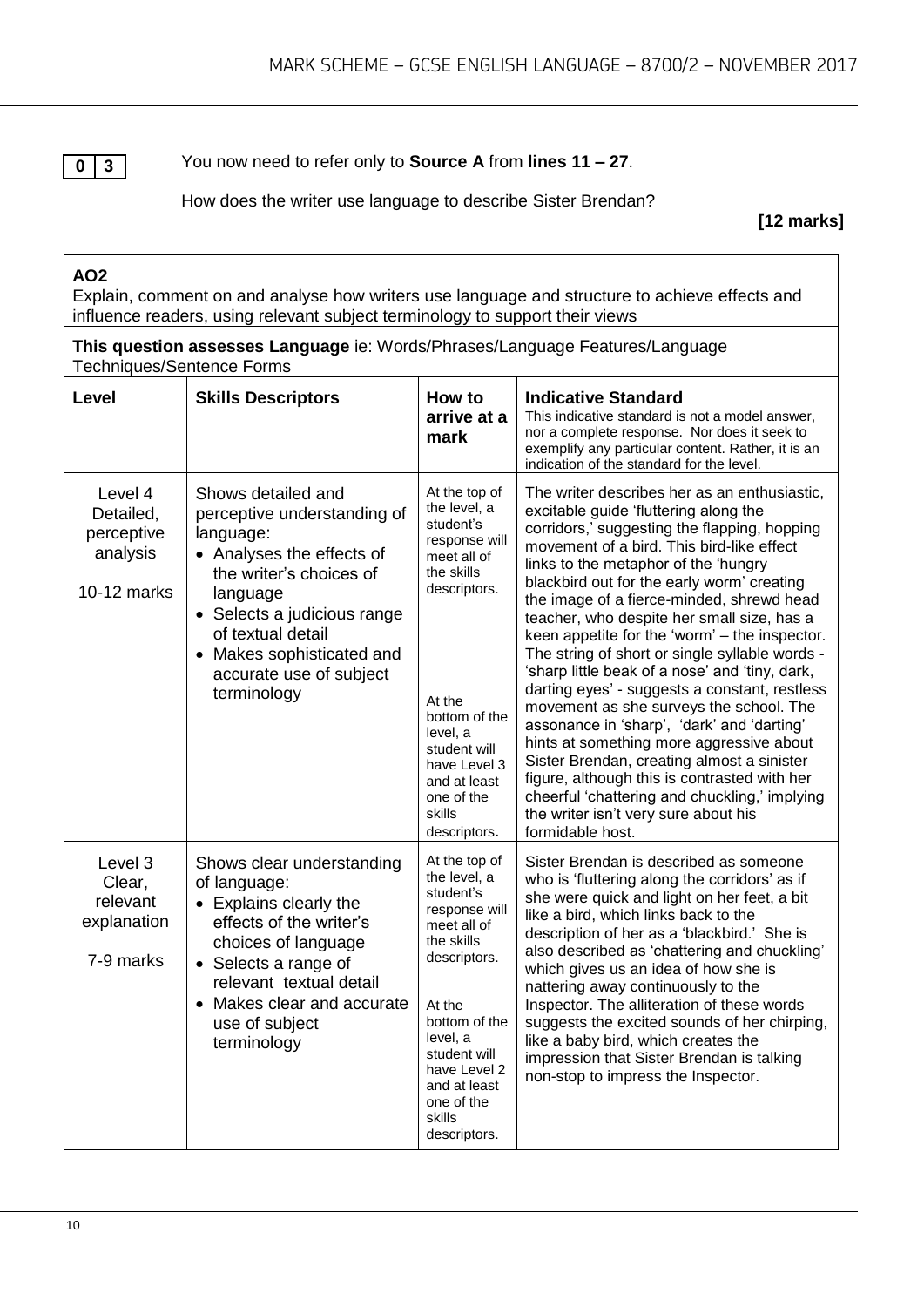**0 3** You now need to refer only to **Source A** from **lines 11 – 27**.

How does the writer use language to describe Sister Brendan?

**[12 marks]**

**AO2**
Explain, comment on and analyse how writers use language and structure to achieve effects and influence readers, using relevant subject terminology to support their views

**This question assesses Language** ie: Words/Phrases/Language Features/Language Techniques/Sentence Forms

| Level | Skills Descriptors | How to arrive at a mark | **Indicative Standard** This indicative standard is not a model answer, nor a complete response. Nor does it seek to exemplify any particular content. Rather, it is an indication of the standard for the level. |
|---|---|---|---|
| Level 4 Detailed, perceptive analysis 10-12 marks | Shows detailed and perceptive understanding of language: • Analyses the effects of the writer's choices of language • Selects a judicious range of textual detail • Makes sophisticated and accurate use of subject terminology | At the top of the level, a student's response will meet all of the skills descriptors. At the bottom of the level, a student will have Level 3 and at least one of the skills descriptors. | The writer describes her as an enthusiastic, excitable guide 'fluttering along the corridors,' suggesting the flapping, hopping movement of a bird. This bird-like effect links to the metaphor of the 'hungry blackbird out for the early worm' creating the image of a fierce-minded, shrewd head teacher, who despite her small size, has a keen appetite for the 'worm' – the inspector. The string of short or single syllable words - 'sharp little beak of a nose' and 'tiny, dark, darting eyes' - suggests a constant, restless movement as she surveys the school. The assonance in 'sharp', 'dark' and 'darting' hints at something more aggressive about Sister Brendan, creating almost a sinister figure, although this is contrasted with her cheerful 'chattering and chuckling,' implying the writer isn't very sure about his formidable host. |
| Level 3 Clear, relevant explanation 7-9 marks | Shows clear understanding of language: • Explains clearly the effects of the writer's choices of language • Selects a range of relevant textual detail • Makes clear and accurate use of subject terminology | At the top of the level, a student's response will meet all of the skills descriptors. At the bottom of the level, a student will have Level 2 and at least one of the skills descriptors. | Sister Brendan is described as someone who is 'fluttering along the corridors' as if she were quick and light on her feet, a bit like a bird, which links back to the description of her as a 'blackbird.' She is also described as 'chattering and chuckling' which gives us an idea of how she is nattering away continuously to the Inspector. The alliteration of these words suggests the excited sounds of her chirping, like a baby bird, which creates the impression that Sister Brendan is talking non-stop to impress the Inspector. |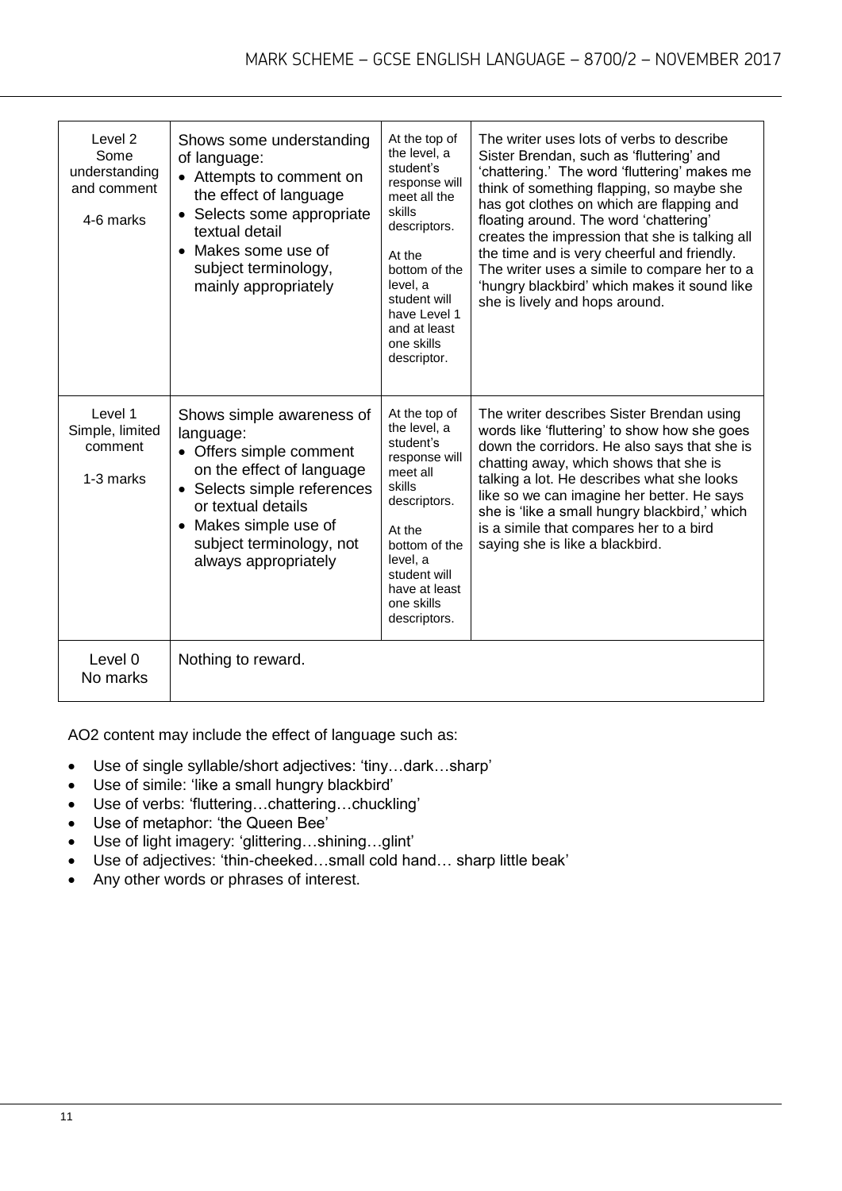| | | | |
|---|---|---|---|
| Level 2<br>Some understanding and comment<br><br>4-6 marks | Shows some understanding of language:<br>• Attempts to comment on the effect of language<br>• Selects some appropriate textual detail<br>• Makes some use of subject terminology, mainly appropriately | At the top of the level, a student's response will meet all the skills descriptors.<br><br>At the bottom of the level, a student will have Level 1 and at least one skills descriptor. | The writer uses lots of verbs to describe Sister Brendan, such as 'fluttering' and 'chattering.' The word 'fluttering' makes me think of something flapping, so maybe she has got clothes on which are flapping and floating around. The word 'chattering' creates the impression that she is talking all the time and is very cheerful and friendly. The writer uses a simile to compare her to a 'hungry blackbird' which makes it sound like she is lively and hops around. |
| Level 1<br>Simple, limited comment<br><br>1-3 marks | Shows simple awareness of language:<br>• Offers simple comment on the effect of language<br>• Selects simple references or textual details<br>• Makes simple use of subject terminology, not always appropriately | At the top of the level, a student's response will meet all skills descriptors.<br><br>At the bottom of the level, a student will have at least one skills descriptors. | The writer describes Sister Brendan using words like 'fluttering' to show how she goes down the corridors. He also says that she is chatting away, which shows that she is talking a lot. He describes what she looks like so we can imagine her better. He says she is 'like a small hungry blackbird,' which is a simile that compares her to a bird saying she is like a blackbird. |
| Level 0<br>No marks | Nothing to reward. | | |

AO2 content may include the effect of language such as:

- Use of single syllable/short adjectives: 'tiny…dark…sharp'
- Use of simile: 'like a small hungry blackbird'
- Use of verbs: 'fluttering…chattering…chuckling'
- Use of metaphor: 'the Queen Bee'
- Use of light imagery: 'glittering…shining…glint'
- Use of adjectives: 'thin-cheeked…small cold hand… sharp little beak'
- Any other words or phrases of interest.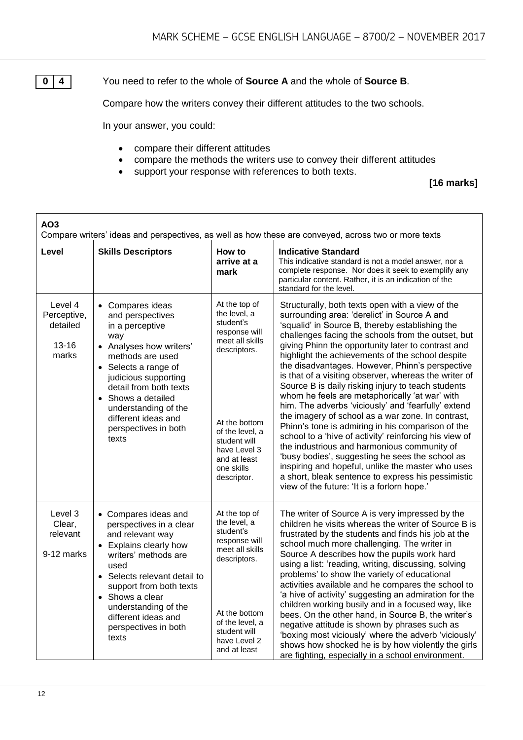**0 4** You need to refer to the whole of **Source A** and the whole of **Source B**.

Compare how the writers convey their different attitudes to the two schools.

In your answer, you could:

- compare their different attitudes
- compare the methods the writers use to convey their different attitudes
- support your response with references to both texts.

**[16 marks]**

| **AO3**<br>Compare writers' ideas and perspectives, as well as how these are conveyed, across two or more texts | | | |
|---|---|---|---|
| **Level** | **Skills Descriptors** | **How to arrive at a mark** | **Indicative Standard**<br>This indicative standard is not a model answer, nor a complete response. Nor does it seek to exemplify any particular content. Rather, it is an indication of the standard for the level. |
| Level 4<br>Perceptive, detailed<br><br>13-16 marks | • Compares ideas and perspectives in a perceptive way<br>• Analyses how writers' methods are used<br>• Selects a range of judicious supporting detail from both texts<br>• Shows a detailed understanding of the different ideas and perspectives in both texts | At the top of the level, a student's response will meet all skills descriptors.<br><br>At the bottom of the level, a student will have Level 3 and at least one skills descriptor. | Structurally, both texts open with a view of the surrounding area: 'derelict' in Source A and 'squalid' in Source B, thereby establishing the challenges facing the schools from the outset, but giving Phinn the opportunity later to contrast and highlight the achievements of the school despite the disadvantages. However, Phinn's perspective is that of a visiting observer, whereas the writer of Source B is daily risking injury to teach students whom he feels are metaphorically 'at war' with him. The adverbs 'viciously' and 'fearfully' extend the imagery of school as a war zone. In contrast, Phinn's tone is admiring in his comparison of the school to a 'hive of activity' reinforcing his view of the industrious and harmonious community of 'busy bodies', suggesting he sees the school as inspiring and hopeful, unlike the master who uses a short, bleak sentence to express his pessimistic view of the future: 'It is a forlorn hope.' |
| Level 3<br>Clear, relevant<br><br>9-12 marks | • Compares ideas and perspectives in a clear and relevant way<br>• Explains clearly how writers' methods are used<br>• Selects relevant detail to support from both texts<br>• Shows a clear understanding of the different ideas and perspectives in both texts | At the top of the level, a student's response will meet all skills descriptors.<br><br>At the bottom of the level, a student will have Level 2 and at least | The writer of Source A is very impressed by the children he visits whereas the writer of Source B is frustrated by the students and finds his job at the school much more challenging. The writer in Source A describes how the pupils work hard using a list: 'reading, writing, discussing, solving problems' to show the variety of educational activities available and he compares the school to 'a hive of activity' suggesting an admiration for the children working busily and in a focused way, like bees. On the other hand, in Source B, the writer's negative attitude is shown by phrases such as 'boxing most viciously' where the adverb 'viciously' shows how shocked he is by how violently the girls are fighting, especially in a school environment. |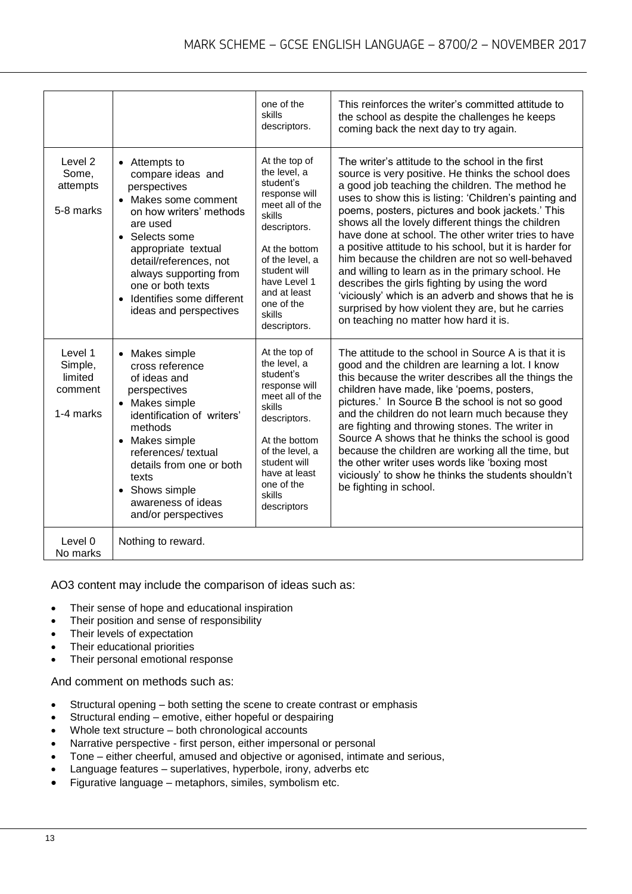| | | | |
|---|---|---|---|
| | | one of the skills descriptors. | This reinforces the writer's committed attitude to the school as despite the challenges he keeps coming back the next day to try again. |
| Level 2 Some, attempts 5-8 marks | • Attempts to compare ideas and perspectives<br>• Makes some comment on how writers' methods are used<br>• Selects some appropriate textual detail/references, not always supporting from one or both texts<br>• Identifies some different ideas and perspectives | At the top of the level, a student's response will meet all of the skills descriptors.<br><br>At the bottom of the level, a student will have Level 1 and at least one of the skills descriptors. | The writer's attitude to the school in the first source is very positive. He thinks the school does a good job teaching the children. The method he uses to show this is listing: 'Children's painting and poems, posters, pictures and book jackets.' This shows all the lovely different things the children have done at school. The other writer tries to have a positive attitude to his school, but it is harder for him because the children are not so well-behaved and willing to learn as in the primary school. He describes the girls fighting by using the word 'viciously' which is an adverb and shows that he is surprised by how violent they are, but he carries on teaching no matter how hard it is. |
| Level 1 Simple, limited comment 1-4 marks | • Makes simple cross reference of ideas and perspectives<br>• Makes simple identification of writers' methods<br>• Makes simple references/ textual details from one or both texts<br>• Shows simple awareness of ideas and/or perspectives | At the top of the level, a student's response will meet all of the skills descriptors.<br><br>At the bottom of the level, a student will have at least one of the skills descriptors | The attitude to the school in Source A is that it is good and the children are learning a lot. I know this because the writer describes all the things the children have made, like 'poems, posters, pictures.' In Source B the school is not so good and the children do not learn much because they are fighting and throwing stones. The writer in Source A shows that he thinks the school is good because the children are working all the time, but the other writer uses words like 'boxing most viciously' to show he thinks the students shouldn't be fighting in school. |
| Level 0 No marks | Nothing to reward. | | |

AO3 content may include the comparison of ideas such as:

- Their sense of hope and educational inspiration
- Their position and sense of responsibility
- Their levels of expectation
- Their educational priorities
- Their personal emotional response

And comment on methods such as:

- Structural opening – both setting the scene to create contrast or emphasis
- Structural ending – emotive, either hopeful or despairing
- Whole text structure – both chronological accounts
- Narrative perspective - first person, either impersonal or personal
- Tone – either cheerful, amused and objective or agonised, intimate and serious,
- Language features – superlatives, hyperbole, irony, adverbs etc
- Figurative language – metaphors, similes, symbolism etc.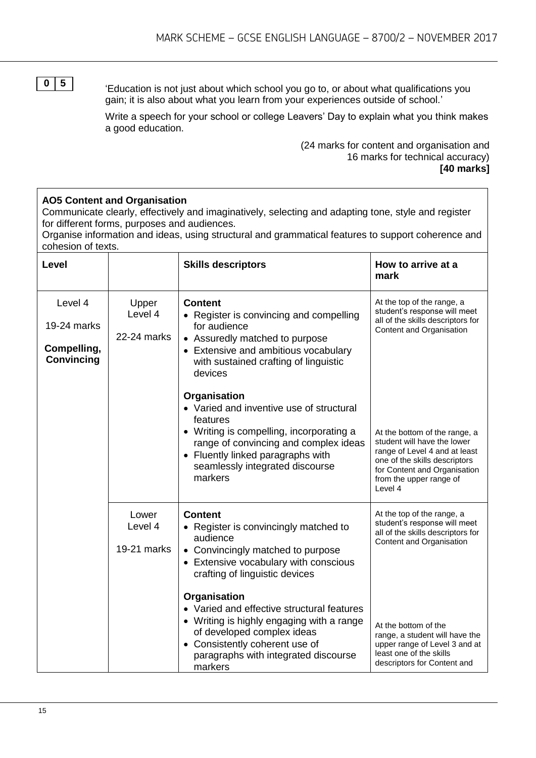**0 5**

'Education is not just about which school you go to, or about what qualifications you gain; it is also about what you learn from your experiences outside of school.'

Write a speech for your school or college Leavers' Day to explain what you think makes a good education.

(24 marks for content and organisation and 16 marks for technical accuracy)
**[40 marks]**

**AO5 Content and Organisation**
Communicate clearly, effectively and imaginatively, selecting and adapting tone, style and register for different forms, purposes and audiences.
Organise information and ideas, using structural and grammatical features to support coherence and cohesion of texts.

| Level | | Skills descriptors | How to arrive at a mark |
|---|---|---|---|
| Level 4<br><br>19-24 marks<br><br>**Compelling, Convincing** | Upper Level 4<br><br>22-24 marks | **Content**<br>• Register is convincing and compelling for audience<br>• Assuredly matched to purpose<br>• Extensive and ambitious vocabulary with sustained crafting of linguistic devices<br><br>**Organisation**<br>• Varied and inventive use of structural features<br>• Writing is compelling, incorporating a range of convincing and complex ideas<br>• Fluently linked paragraphs with seamlessly integrated discourse markers | At the top of the range, a student's response will meet all of the skills descriptors for Content and Organisation<br><br>At the bottom of the range, a student will have the lower range of Level 4 and at least one of the skills descriptors for Content and Organisation from the upper range of Level 4 |
| | Lower Level 4<br><br>19-21 marks | **Content**<br>• Register is convincingly matched to audience<br>• Convincingly matched to purpose<br>• Extensive vocabulary with conscious crafting of linguistic devices<br><br>**Organisation**<br>• Varied and effective structural features<br>• Writing is highly engaging with a range of developed complex ideas<br>• Consistently coherent use of paragraphs with integrated discourse markers | At the top of the range, a student's response will meet all of the skills descriptors for Content and Organisation<br><br>At the bottom of the range, a student will have the upper range of Level 3 and at least one of the skills descriptors for Content and |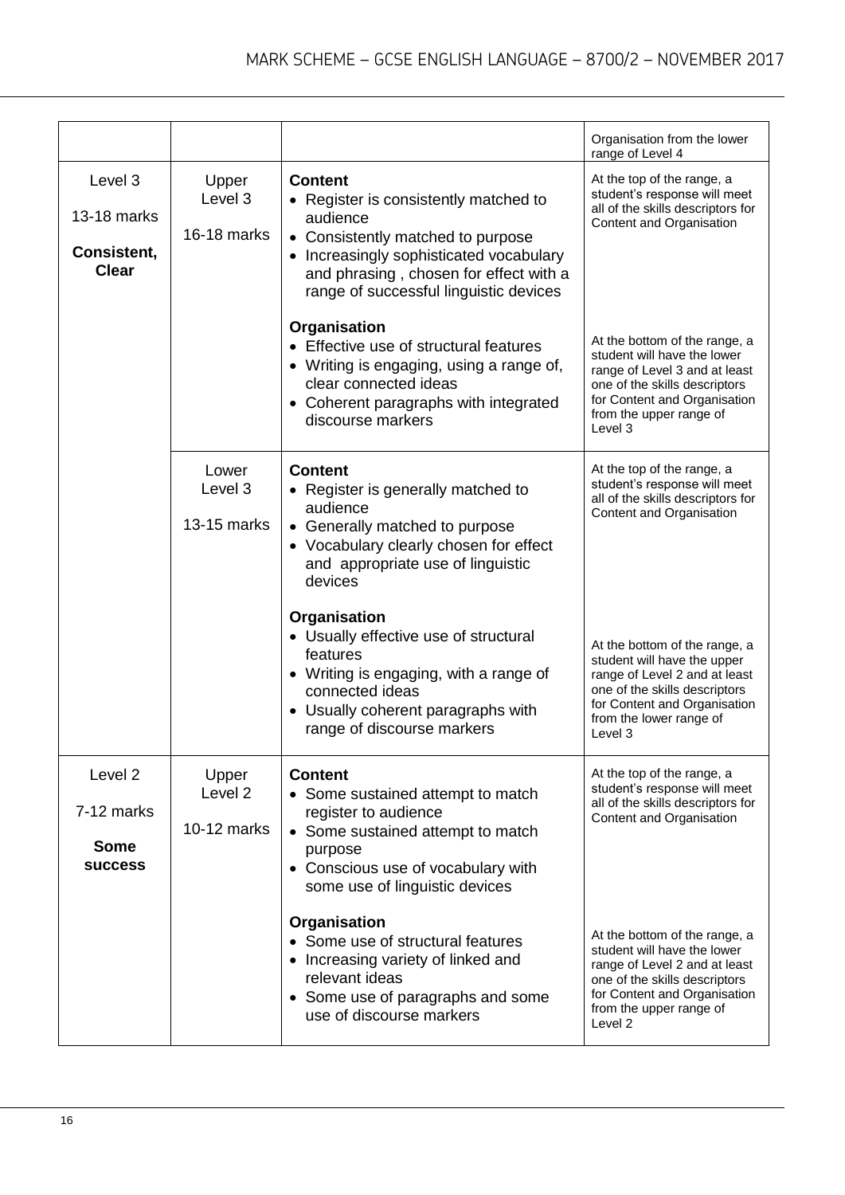| | | | |
|---|---|---|---|
| | | | Organisation from the lower range of Level 4 |
| Level 3<br><br>13-18 marks<br><br>**Consistent, Clear** | Upper Level 3<br><br>16-18 marks | **Content**<br>• Register is consistently matched to audience<br>• Consistently matched to purpose<br>• Increasingly sophisticated vocabulary and phrasing , chosen for effect with a range of successful linguistic devices<br><br>**Organisation**<br>• Effective use of structural features<br>• Writing is engaging, using a range of, clear connected ideas<br>• Coherent paragraphs with integrated discourse markers | At the top of the range, a student's response will meet all of the skills descriptors for Content and Organisation<br><br>At the bottom of the range, a student will have the lower range of Level 3 and at least one of the skills descriptors for Content and Organisation from the upper range of Level 3 |
| | Lower Level 3<br><br>13-15 marks | **Content**<br>• Register is generally matched to audience<br>• Generally matched to purpose<br>• Vocabulary clearly chosen for effect and appropriate use of linguistic devices<br><br>**Organisation**<br>• Usually effective use of structural features<br>• Writing is engaging, with a range of connected ideas<br>• Usually coherent paragraphs with range of discourse markers | At the top of the range, a student's response will meet all of the skills descriptors for Content and Organisation<br><br>At the bottom of the range, a student will have the upper range of Level 2 and at least one of the skills descriptors for Content and Organisation from the lower range of Level 3 |
| Level 2<br><br>7-12 marks<br><br>**Some success** | Upper Level 2<br><br>10-12 marks | **Content**<br>• Some sustained attempt to match register to audience<br>• Some sustained attempt to match purpose<br>• Conscious use of vocabulary with some use of linguistic devices<br><br>**Organisation**<br>• Some use of structural features<br>• Increasing variety of linked and relevant ideas<br>• Some use of paragraphs and some use of discourse markers | At the top of the range, a student's response will meet all of the skills descriptors for Content and Organisation<br><br>At the bottom of the range, a student will have the lower range of Level 2 and at least one of the skills descriptors for Content and Organisation from the upper range of Level 2 |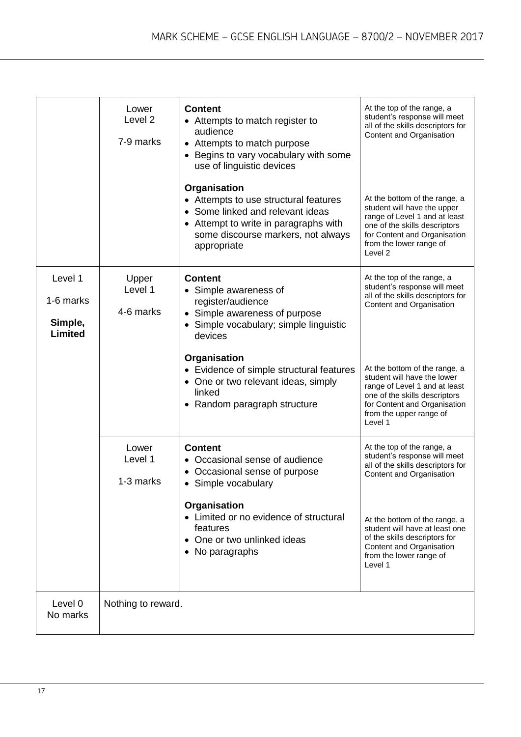| | | | |
|---|---|---|---|
| | Lower Level 2<br><br>7-9 marks | **Content**<br>• Attempts to match register to audience<br>• Attempts to match purpose<br>• Begins to vary vocabulary with some use of linguistic devices<br><br>**Organisation**<br>• Attempts to use structural features<br>• Some linked and relevant ideas<br>• Attempt to write in paragraphs with some discourse markers, not always appropriate | At the top of the range, a student's response will meet all of the skills descriptors for Content and Organisation<br><br>At the bottom of the range, a student will have the upper range of Level 1 and at least one of the skills descriptors for Content and Organisation from the lower range of Level 2 |
| Level 1<br><br>1-6 marks<br><br>**Simple, Limited** | Upper Level 1<br><br>4-6 marks | **Content**<br>• Simple awareness of register/audience<br>• Simple awareness of purpose<br>• Simple vocabulary; simple linguistic devices<br><br>**Organisation**<br>• Evidence of simple structural features<br>• One or two relevant ideas, simply linked<br>• Random paragraph structure | At the top of the range, a student's response will meet all of the skills descriptors for Content and Organisation<br><br>At the bottom of the range, a student will have the lower range of Level 1 and at least one of the skills descriptors for Content and Organisation from the upper range of Level 1 |
| | Lower Level 1<br><br>1-3 marks | **Content**<br>• Occasional sense of audience<br>• Occasional sense of purpose<br>• Simple vocabulary<br><br>**Organisation**<br>• Limited or no evidence of structural features<br>• One or two unlinked ideas<br>• No paragraphs | At the top of the range, a student's response will meet all of the skills descriptors for Content and Organisation<br><br>At the bottom of the range, a student will have at least one of the skills descriptors for Content and Organisation from the lower range of Level 1 |
| Level 0<br>No marks | Nothing to reward. | | |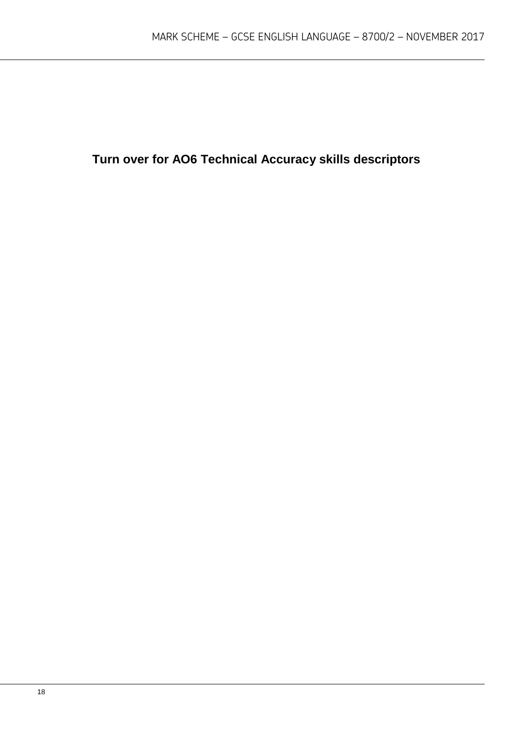**Turn over for AO6 Technical Accuracy skills descriptors**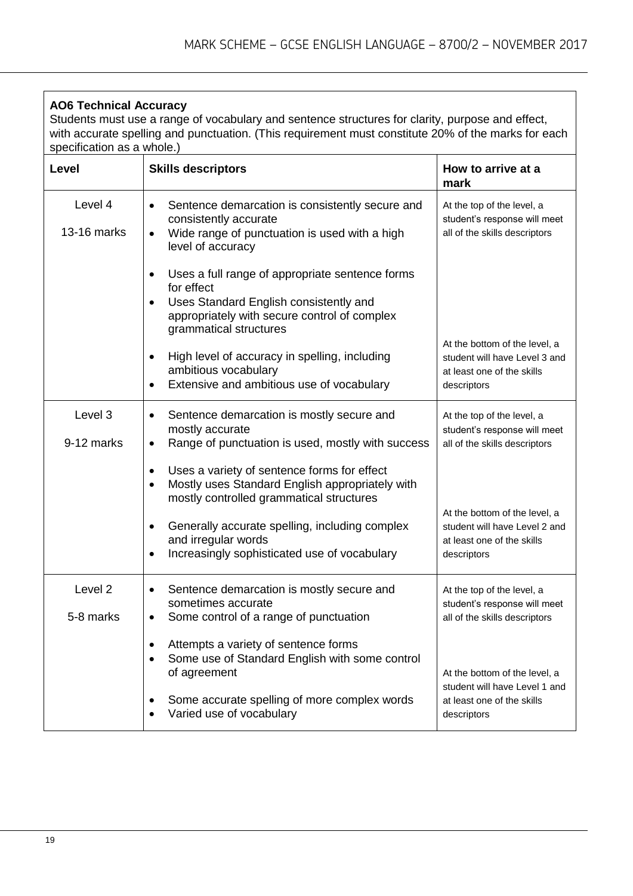**AO6 Technical Accuracy**

Students must use a range of vocabulary and sentence structures for clarity, purpose and effect, with accurate spelling and punctuation. (This requirement must constitute 20% of the marks for each specification as a whole.)

| Level | Skills descriptors | How to arrive at a mark |
|---|---|---|
| Level 4<br>13-16 marks | • Sentence demarcation is consistently secure and consistently accurate<br>• Wide range of punctuation is used with a high level of accuracy<br><br>• Uses a full range of appropriate sentence forms for effect<br>• Uses Standard English consistently and appropriately with secure control of complex grammatical structures<br><br>• High level of accuracy in spelling, including ambitious vocabulary<br>• Extensive and ambitious use of vocabulary | At the top of the level, a student's response will meet all of the skills descriptors<br><br>At the bottom of the level, a student will have Level 3 and at least one of the skills descriptors |
| Level 3<br>9-12 marks | • Sentence demarcation is mostly secure and mostly accurate<br>• Range of punctuation is used, mostly with success<br><br>• Uses a variety of sentence forms for effect<br>• Mostly uses Standard English appropriately with mostly controlled grammatical structures<br><br>• Generally accurate spelling, including complex and irregular words<br>• Increasingly sophisticated use of vocabulary | At the top of the level, a student's response will meet all of the skills descriptors<br><br>At the bottom of the level, a student will have Level 2 and at least one of the skills descriptors |
| Level 2<br>5-8 marks | • Sentence demarcation is mostly secure and sometimes accurate<br>• Some control of a range of punctuation<br><br>• Attempts a variety of sentence forms<br>• Some use of Standard English with some control of agreement<br><br>• Some accurate spelling of more complex words<br>• Varied use of vocabulary | At the top of the level, a student's response will meet all of the skills descriptors<br><br>At the bottom of the level, a student will have Level 1 and at least one of the skills descriptors |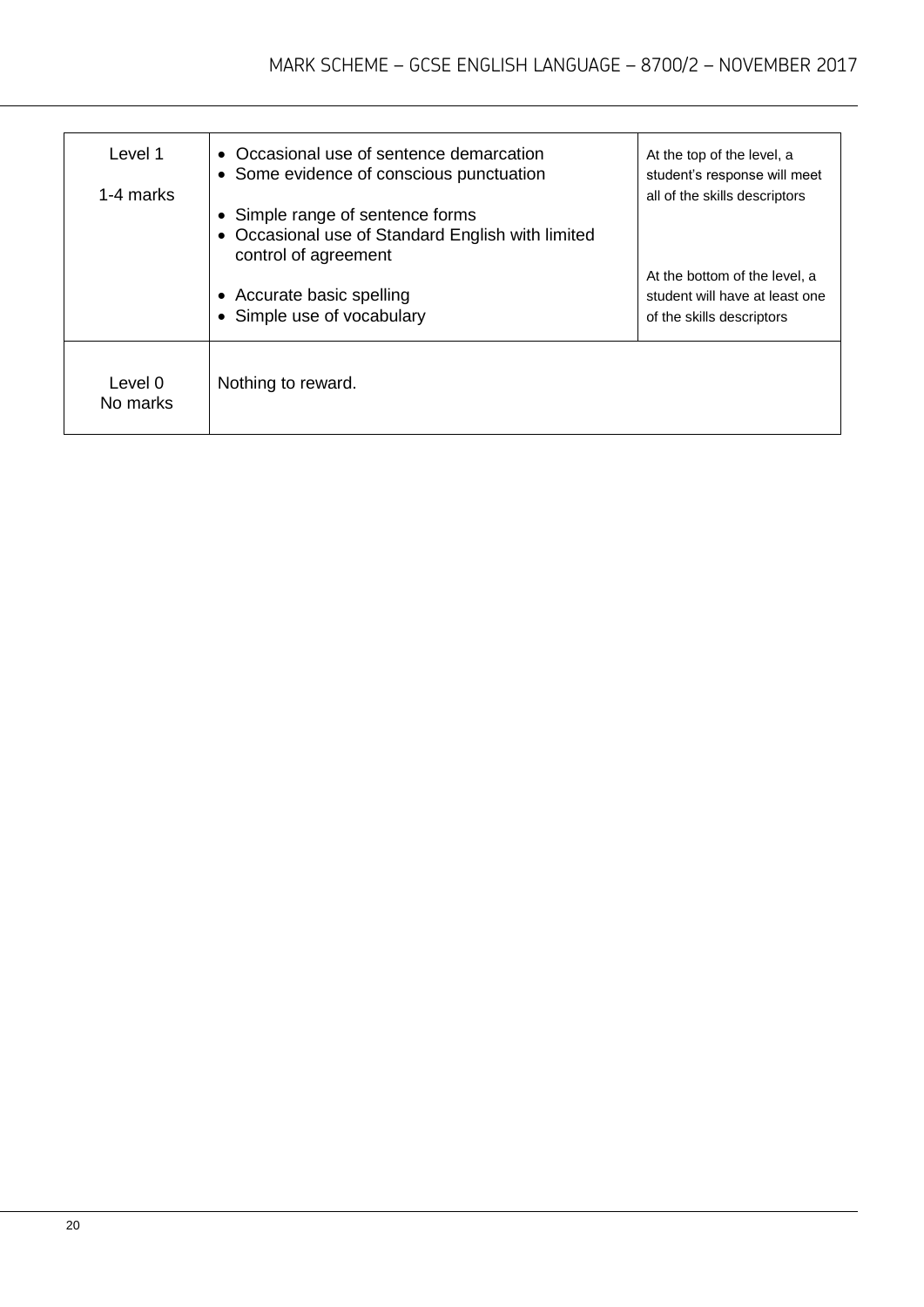| | | |
|---|---|---|
| Level 1<br><br>1-4 marks | • Occasional use of sentence demarcation<br>• Some evidence of conscious punctuation<br><br>• Simple range of sentence forms<br>• Occasional use of Standard English with limited control of agreement<br><br>• Accurate basic spelling<br>• Simple use of vocabulary | At the top of the level, a student's response will meet all of the skills descriptors<br><br>At the bottom of the level, a student will have at least one of the skills descriptors |
| Level 0<br>No marks | Nothing to reward. | |